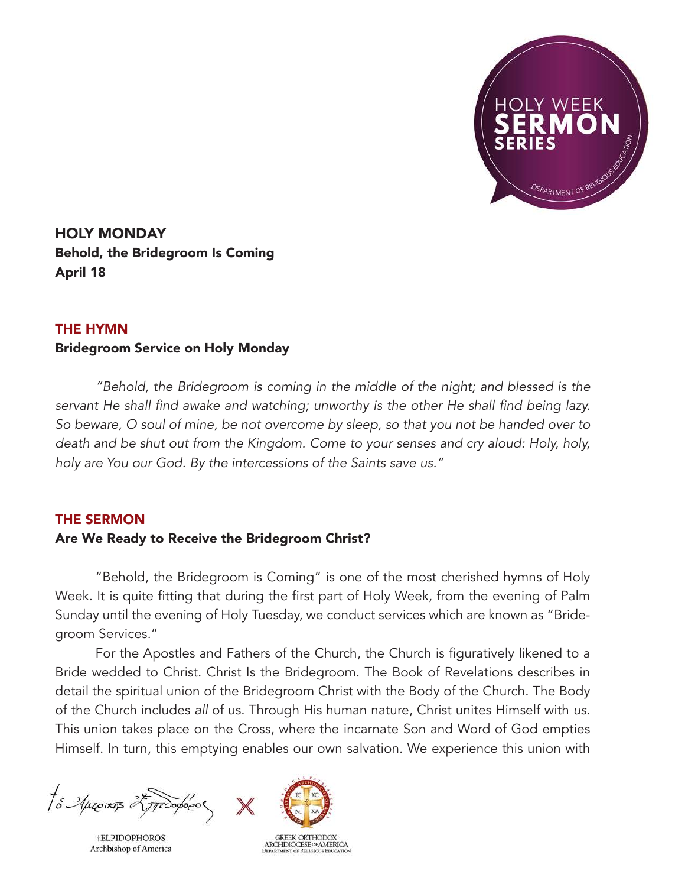HOLY WEEK SERMON SERIES
DEPARTMENT OF RELIGIOUS EDUCATION

## HOLY MONDAY

**Behold, the Bridegroom Is Coming**

**April 18**

### THE HYMN

**Bridegroom Service on Holy Monday**

*"Behold, the Bridegroom is coming in the middle of the night; and blessed is the servant He shall find awake and watching; unworthy is the other He shall find being lazy. So beware, O soul of mine, be not overcome by sleep, so that you not be handed over to death and be shut out from the Kingdom. Come to your senses and cry aloud: Holy, holy, holy are You our God. By the intercessions of the Saints save us."*

### THE SERMON

**Are We Ready to Receive the Bridegroom Christ?**

"Behold, the Bridegroom is Coming" is one of the most cherished hymns of Holy Week. It is quite fitting that during the first part of Holy Week, from the evening of Palm Sunday until the evening of Holy Tuesday, we conduct services which are known as "Bridegroom Services."

For the Apostles and Fathers of the Church, the Church is figuratively likened to a Bride wedded to Christ. Christ Is the Bridegroom. The Book of Revelations describes in detail the spiritual union of the Bridegroom Christ with the Body of the Church. The Body of the Church includes *all* of us. Through His human nature, Christ unites Himself with *us*. This union takes place on the Cross, where the incarnate Son and Word of God empties Himself. In turn, this emptying enables our own salvation. We experience this union with

†ELPIDOPHOROS
Archbishop of America

GREEK ORTHODOX ARCHDIOCESE OF AMERICA
DEPARTMENT OF RELIGIOUS EDUCATION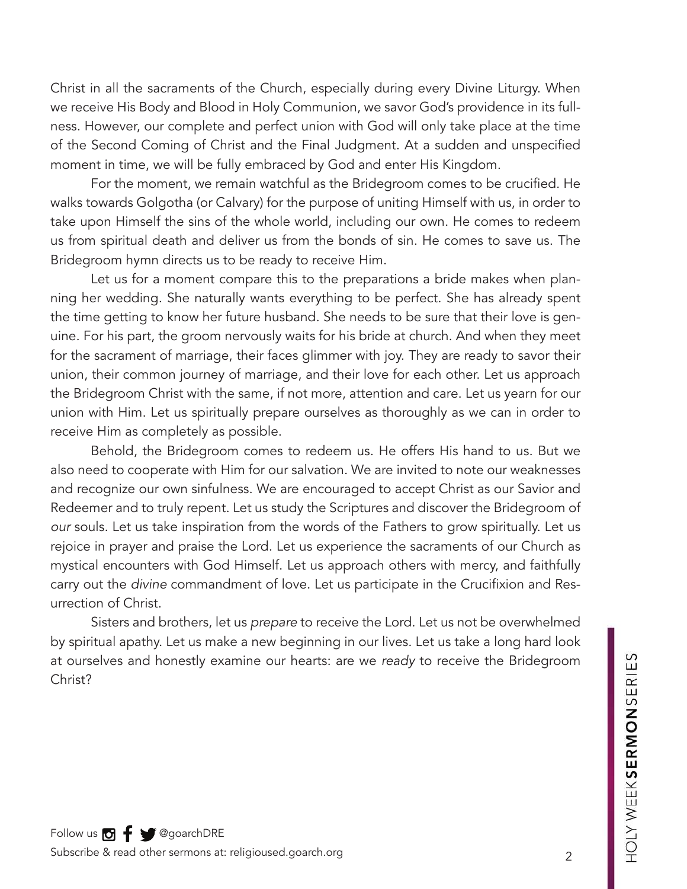Christ in all the sacraments of the Church, especially during every Divine Liturgy. When we receive His Body and Blood in Holy Communion, we savor God's providence in its fullness. However, our complete and perfect union with God will only take place at the time of the Second Coming of Christ and the Final Judgment. At a sudden and unspecified moment in time, we will be fully embraced by God and enter His Kingdom.

For the moment, we remain watchful as the Bridegroom comes to be crucified. He walks towards Golgotha (or Calvary) for the purpose of uniting Himself with us, in order to take upon Himself the sins of the whole world, including our own. He comes to redeem us from spiritual death and deliver us from the bonds of sin. He comes to save us. The Bridegroom hymn directs us to be ready to receive Him.

Let us for a moment compare this to the preparations a bride makes when planning her wedding. She naturally wants everything to be perfect. She has already spent the time getting to know her future husband. She needs to be sure that their love is genuine. For his part, the groom nervously waits for his bride at church. And when they meet for the sacrament of marriage, their faces glimmer with joy. They are ready to savor their union, their common journey of marriage, and their love for each other. Let us approach the Bridegroom Christ with the same, if not more, attention and care. Let us yearn for our union with Him. Let us spiritually prepare ourselves as thoroughly as we can in order to receive Him as completely as possible.

Behold, the Bridegroom comes to redeem us. He offers His hand to us. But we also need to cooperate with Him for our salvation. We are invited to note our weaknesses and recognize our own sinfulness. We are encouraged to accept Christ as our Savior and Redeemer and to truly repent. Let us study the Scriptures and discover the Bridegroom of *our* souls. Let us take inspiration from the words of the Fathers to grow spiritually. Let us rejoice in prayer and praise the Lord. Let us experience the sacraments of our Church as mystical encounters with God Himself. Let us approach others with mercy, and faithfully carry out the *divine* commandment of love. Let us participate in the Crucifixion and Resurrection of Christ.

Sisters and brothers, let us *prepare* to receive the Lord. Let us not be overwhelmed by spiritual apathy. Let us make a new beginning in our lives. Let us take a long hard look at ourselves and honestly examine our hearts: are we *ready* to receive the Bridegroom Christ?